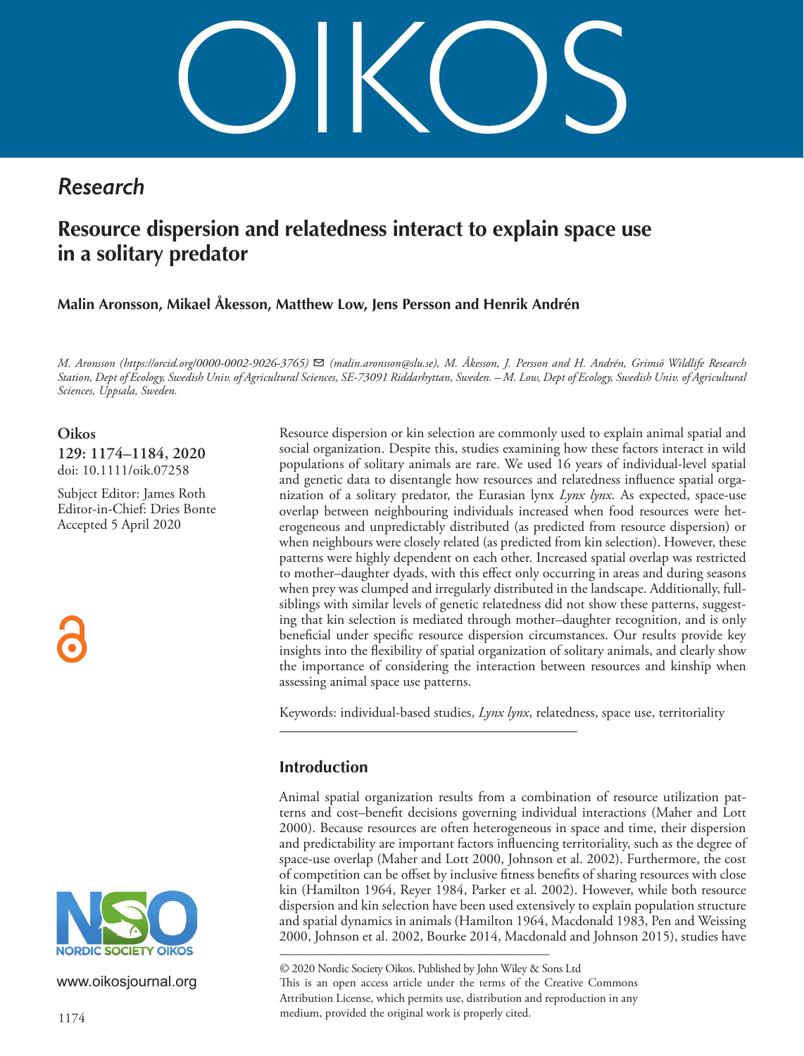OIKOS

## Research

# Resource dispersion and relatedness interact to explain space use in a solitary predator

**Malin Aronsson, Mikael Åkesson, Matthew Low, Jens Persson and Henrik Andrén**

*M. Aronsson (https://orcid.org/0000-0002-9026-3765) ✉ (malin.aronsson@slu.se), M. Åkesson, J. Persson and H. Andrén, Grimsö Wildlife Research Station, Dept of Ecology, Swedish Univ. of Agricultural Sciences, SE-73091 Riddarhyttan, Sweden. – M. Low, Dept of Ecology, Swedish Univ. of Agricultural Sciences, Uppsala, Sweden.*

**Oikos**
**129: 1174–1184, 2020**
doi: 10.1111/oik.07258

Subject Editor: James Roth
Editor-in-Chief: Dries Bonte
Accepted 5 April 2020

Resource dispersion or kin selection are commonly used to explain animal spatial and social organization. Despite this, studies examining how these factors interact in wild populations of solitary animals are rare. We used 16 years of individual-level spatial and genetic data to disentangle how resources and relatedness influence spatial organization of a solitary predator, the Eurasian lynx *Lynx lynx*. As expected, space-use overlap between neighbouring individuals increased when food resources were heterogeneous and unpredictably distributed (as predicted from resource dispersion) or when neighbours were closely related (as predicted from kin selection). However, these patterns were highly dependent on each other. Increased spatial overlap was restricted to mother–daughter dyads, with this effect only occurring in areas and during seasons when prey was clumped and irregularly distributed in the landscape. Additionally, full-siblings with similar levels of genetic relatedness did not show these patterns, suggesting that kin selection is mediated through mother–daughter recognition, and is only beneficial under specific resource dispersion circumstances. Our results provide key insights into the flexibility of spatial organization of solitary animals, and clearly show the importance of considering the interaction between resources and kinship when assessing animal space use patterns.

Keywords: individual-based studies, *Lynx lynx*, relatedness, space use, territoriality

## Introduction

Animal spatial organization results from a combination of resource utilization patterns and cost–benefit decisions governing individual interactions (Maher and Lott 2000). Because resources are often heterogeneous in space and time, their dispersion and predictability are important factors influencing territoriality, such as the degree of space-use overlap (Maher and Lott 2000, Johnson et al. 2002). Furthermore, the cost of competition can be offset by inclusive fitness benefits of sharing resources with close kin (Hamilton 1964, Reyer 1984, Parker et al. 2002). However, while both resource dispersion and kin selection have been used extensively to explain population structure and spatial dynamics in animals (Hamilton 1964, Macdonald 1983, Pen and Weissing 2000, Johnson et al. 2002, Bourke 2014, Macdonald and Johnson 2015), studies have

© 2020 Nordic Society Oikos. Published by John Wiley & Sons Ltd
This is an open access article under the terms of the Creative Commons Attribution License, which permits use, distribution and reproduction in any medium, provided the original work is properly cited.

NORDIC SOCIETY OIKOS

www.oikosjournal.org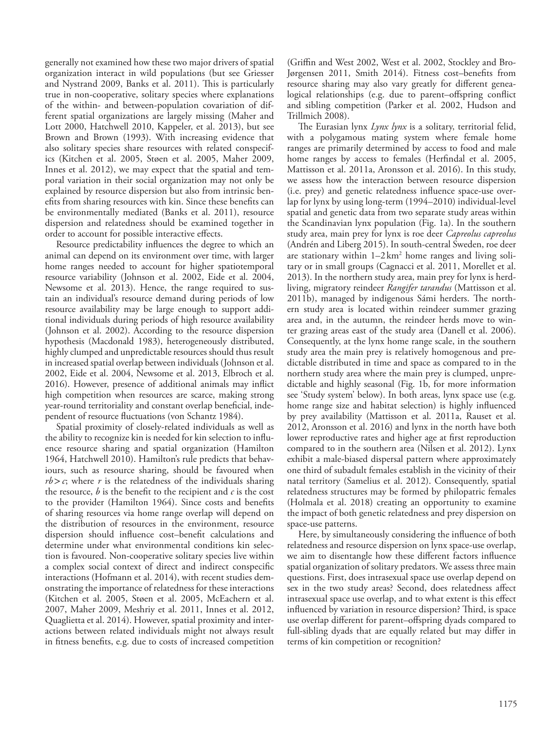generally not examined how these two major drivers of spatial organization interact in wild populations (but see Griesser and Nystrand 2009, Banks et al. 2011). This is particularly true in non-cooperative, solitary species where explanations of the within- and between-population covariation of different spatial organizations are largely missing (Maher and Lott 2000, Hatchwell 2010, Kappeler, et al. 2013), but see Brown and Brown (1993). With increasing evidence that also solitary species share resources with related conspecifics (Kitchen et al. 2005, Støen et al. 2005, Maher 2009, Innes et al. 2012), we may expect that the spatial and temporal variation in their social organization may not only be explained by resource dispersion but also from intrinsic benefits from sharing resources with kin. Since these benefits can be environmentally mediated (Banks et al. 2011), resource dispersion and relatedness should be examined together in order to account for possible interactive effects.

Resource predictability influences the degree to which an animal can depend on its environment over time, with larger home ranges needed to account for higher spatiotemporal resource variability (Johnson et al. 2002, Eide et al. 2004, Newsome et al. 2013). Hence, the range required to sustain an individual's resource demand during periods of low resource availability may be large enough to support additional individuals during periods of high resource availability (Johnson et al. 2002). According to the resource dispersion hypothesis (Macdonald 1983), heterogeneously distributed, highly clumped and unpredictable resources should thus result in increased spatial overlap between individuals (Johnson et al. 2002, Eide et al. 2004, Newsome et al. 2013, Elbroch et al. 2016). However, presence of additional animals may inflict high competition when resources are scarce, making strong year-round territoriality and constant overlap beneficial, independent of resource fluctuations (von Schantz 1984).

Spatial proximity of closely-related individuals as well as the ability to recognize kin is needed for kin selection to influence resource sharing and spatial organization (Hamilton 1964, Hatchwell 2010). Hamilton's rule predicts that behaviours, such as resource sharing, should be favoured when $rb > c$; where $r$ is the relatedness of the individuals sharing the resource, $b$ is the benefit to the recipient and $c$ is the cost to the provider (Hamilton 1964). Since costs and benefits of sharing resources via home range overlap will depend on the distribution of resources in the environment, resource dispersion should influence cost–benefit calculations and determine under what environmental conditions kin selection is favoured. Non-cooperative solitary species live within a complex social context of direct and indirect conspecific interactions (Hofmann et al. 2014), with recent studies demonstrating the importance of relatedness for these interactions (Kitchen et al. 2005, Støen et al. 2005, McEachern et al. 2007, Maher 2009, Meshriy et al. 2011, Innes et al. 2012, Quaglietta et al. 2014). However, spatial proximity and interactions between related individuals might not always result in fitness benefits, e.g. due to costs of increased competition (Griffin and West 2002, West et al. 2002, Stockley and Bro-Jørgensen 2011, Smith 2014). Fitness cost–benefits from resource sharing may also vary greatly for different genealogical relationships (e.g. due to parent–offspring conflict and sibling competition (Parker et al. 2002, Hudson and Trillmich 2008).

The Eurasian lynx *Lynx lynx* is a solitary, territorial felid, with a polygamous mating system where female home ranges are primarily determined by access to food and male home ranges by access to females (Herfindal et al. 2005, Mattisson et al. 2011a, Aronsson et al. 2016). In this study, we assess how the interaction between resource dispersion (i.e. prey) and genetic relatedness influence space-use overlap for lynx by using long-term (1994–2010) individual-level spatial and genetic data from two separate study areas within the Scandinavian lynx population (Fig. 1a). In the southern study area, main prey for lynx is roe deer *Capreolus capreolus* (Andrén and Liberg 2015). In south-central Sweden, roe deer are stationary within 1–2 km$^2$ home ranges and living solitary or in small groups (Cagnacci et al. 2011, Morellet et al. 2013). In the northern study area, main prey for lynx is herd-living, migratory reindeer *Rangifer tarandus* (Mattisson et al. 2011b), managed by indigenous Sámi herders. The northern study area is located within reindeer summer grazing area and, in the autumn, the reindeer herds move to winter grazing areas east of the study area (Danell et al. 2006). Consequently, at the lynx home range scale, in the southern study area the main prey is relatively homogenous and predictable distributed in time and space as compared to in the northern study area where the main prey is clumped, unpredictable and highly seasonal (Fig. 1b, for more information see 'Study system' below). In both areas, lynx space use (e.g. home range size and habitat selection) is highly influenced by prey availability (Mattisson et al. 2011a, Rauset et al. 2012, Aronsson et al. 2016) and lynx in the north have both lower reproductive rates and higher age at first reproduction compared to in the southern area (Nilsen et al. 2012). Lynx exhibit a male-biased dispersal pattern where approximately one third of subadult females establish in the vicinity of their natal territory (Samelius et al. 2012). Consequently, spatial relatedness structures may be formed by philopatric females (Holmala et al. 2018) creating an opportunity to examine the impact of both genetic relatedness and prey dispersion on space-use patterns.

Here, by simultaneously considering the influence of both relatedness and resource dispersion on lynx space-use overlap, we aim to disentangle how these different factors influence spatial organization of solitary predators. We assess three main questions. First, does intrasexual space use overlap depend on sex in the two study areas? Second, does relatedness affect intrasexual space use overlap, and to what extent is this effect influenced by variation in resource dispersion? Third, is space use overlap different for parent–offspring dyads compared to full-sibling dyads that are equally related but may differ in terms of kin competition or recognition?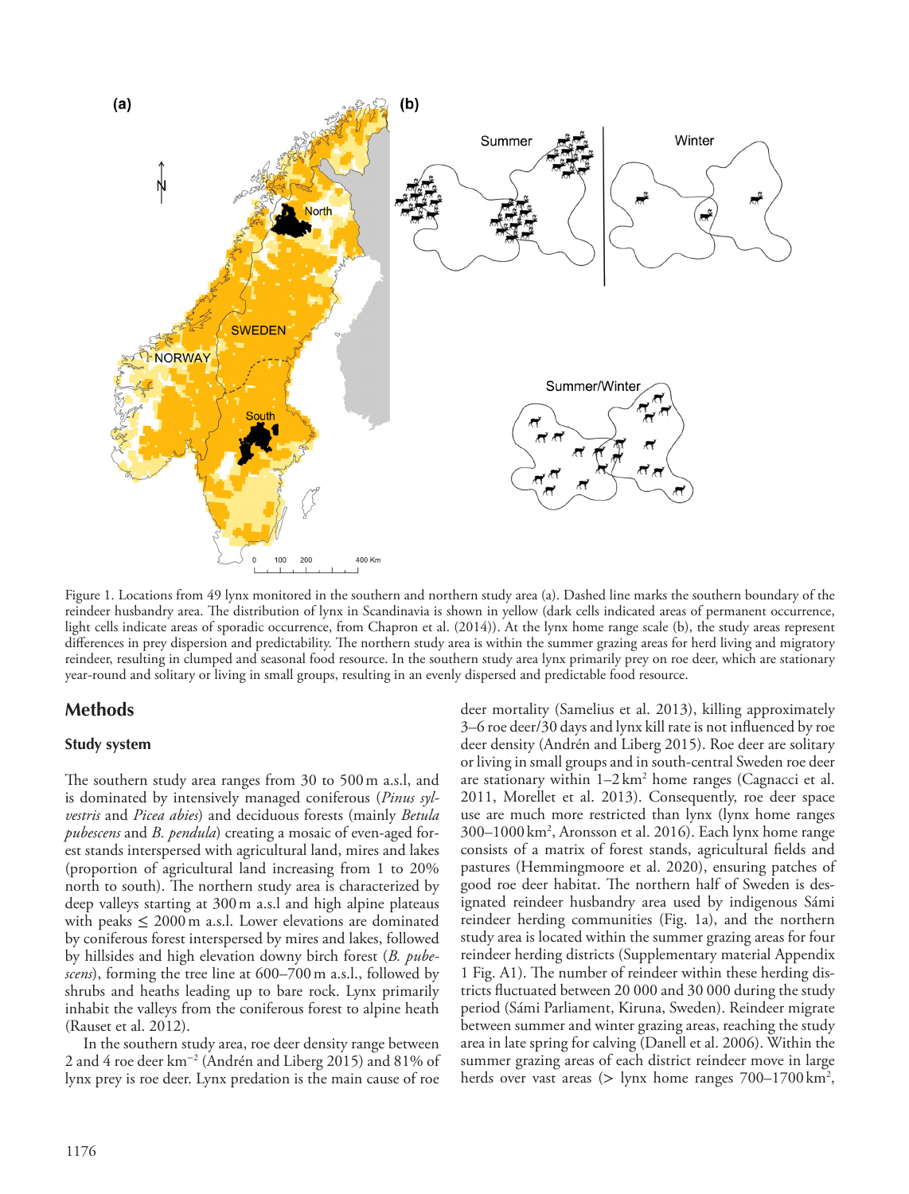Figure 1. Locations from 49 lynx monitored in the southern and northern study area (a). Dashed line marks the southern boundary of the reindeer husbandry area. The distribution of lynx in Scandinavia is shown in yellow (dark cells indicated areas of permanent occurrence, light cells indicate areas of sporadic occurrence, from Chapron et al. (2014)). At the lynx home range scale (b), the study areas represent differences in prey dispersion and predictability. The northern study area is within the summer grazing areas for herd living and migratory reindeer, resulting in clumped and seasonal food resource. In the southern study area lynx primarily prey on roe deer, which are stationary year-round and solitary or living in small groups, resulting in an evenly dispersed and predictable food resource.

## Methods

### Study system

The southern study area ranges from 30 to 500 m a.s.l, and is dominated by intensively managed coniferous (*Pinus sylvestris* and *Picea abies*) and deciduous forests (mainly *Betula pubescens* and *B. pendula*) creating a mosaic of even-aged forest stands interspersed with agricultural land, mires and lakes (proportion of agricultural land increasing from 1 to 20% north to south). The northern study area is characterized by deep valleys starting at 300 m a.s.l. and high alpine plateaus with peaks ≤ 2000 m a.s.l. Lower elevations are dominated by coniferous forest interspersed by mires and lakes, followed by hillsides and high elevation downy birch forest (*B. pubescens*), forming the tree line at 600–700 m a.s.l., followed by shrubs and heaths leading up to bare rock. Lynx primarily inhabit the valleys from the coniferous forest to alpine heath (Rauset et al. 2012).

In the southern study area, roe deer density range between 2 and 4 roe deer km$^{-2}$ (Andrén and Liberg 2015) and 81% of lynx prey is roe deer. Lynx predation is the main cause of roe deer mortality (Samelius et al. 2013), killing approximately 3–6 roe deer/30 days and lynx kill rate is not influenced by roe deer density (Andrén and Liberg 2015). Roe deer are solitary or living in small groups and in south-central Sweden roe deer are stationary within 1–2 km$^2$ home ranges (Cagnacci et al. 2011, Morellet et al. 2013). Consequently, roe deer space use are much more restricted than lynx (lynx home ranges 300–1000 km$^2$, Aronsson et al. 2016). Each lynx home range consists of a matrix of forest stands, agricultural fields and pastures (Hemmingmoore et al. 2020), ensuring patches of good roe deer habitat. The northern half of Sweden is designated reindeer husbandry area used by indigenous Sámi reindeer herding communities (Fig. 1a), and the northern study area is located within the summer grazing areas for four reindeer herding districts (Supplementary material Appendix 1 Fig. A1). The number of reindeer within these herding districts fluctuated between 20 000 and 30 000 during the study period (Sámi Parliament, Kiruna, Sweden). Reindeer migrate between summer and winter grazing areas, reaching the study area in late spring for calving (Danell et al. 2006). Within the summer grazing areas of each district reindeer move in large herds over vast areas (> lynx home ranges 700–1700 km$^2$,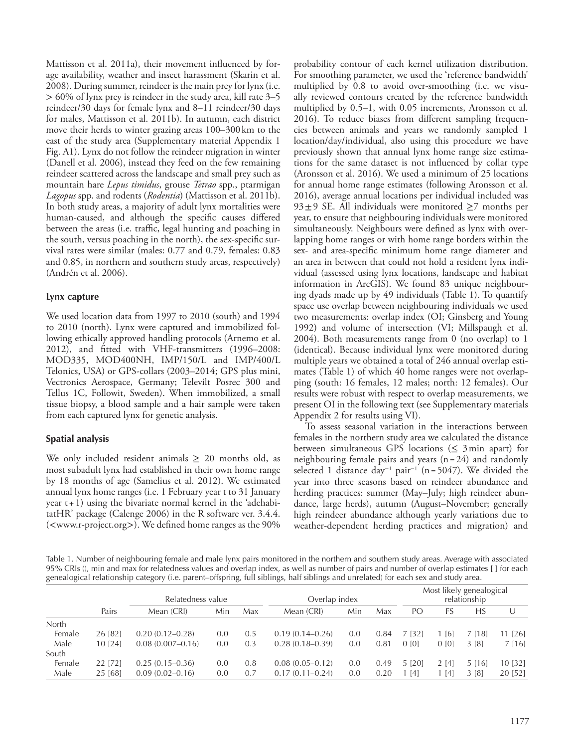Mattisson et al. 2011a), their movement influenced by forage availability, weather and insect harassment (Skarin et al. 2008). During summer, reindeer is the main prey for lynx (i.e. > 60% of lynx prey is reindeer in the study area, kill rate 3–5 reindeer/30 days for female lynx and 8–11 reindeer/30 days for males, Mattisson et al. 2011b). In autumn, each district move their herds to winter grazing areas 100–300 km to the east of the study area (Supplementary material Appendix 1 Fig. A1). Lynx do not follow the reindeer migration in winter (Danell et al. 2006), instead they feed on the few remaining reindeer scattered across the landscape and small prey such as mountain hare *Lepus timidus*, grouse *Tetrao* spp., ptarmigan *Lagopus* spp. and rodents (*Rodentia*) (Mattisson et al. 2011b). In both study areas, a majority of adult lynx mortalities were human-caused, and although the specific causes differed between the areas (i.e. traffic, legal hunting and poaching in the south, versus poaching in the north), the sex-specific survival rates were similar (males: 0.77 and 0.79, females: 0.83 and 0.85, in northern and southern study areas, respectively) (Andrén et al. 2006).

## Lynx capture

We used location data from 1997 to 2010 (south) and 1994 to 2010 (north). Lynx were captured and immobilized following ethically approved handling protocols (Arnemo et al. 2012), and fitted with VHF-transmitters (1996–2008: MOD335, MOD400NH, IMP/150/L and IMP/400/L Telonics, USA) or GPS-collars (2003–2014; GPS plus mini, Vectronics Aerospace, Germany; Televilt Posrec 300 and Tellus 1C, Followit, Sweden). When immobilized, a small tissue biopsy, a blood sample and a hair sample were taken from each captured lynx for genetic analysis.

## Spatial analysis

We only included resident animals ≥ 20 months old, as most subadult lynx had established in their own home range by 18 months of age (Samelius et al. 2012). We estimated annual lynx home ranges (i.e. 1 February year t to 31 January year t + 1) using the bivariate normal kernel in the 'adehabitatHR' package (Calenge 2006) in the R software ver. 3.4.4. (<www.r-project.org>). We defined home ranges as the 90% probability contour of each kernel utilization distribution. For smoothing parameter, we used the 'reference bandwidth' multiplied by 0.8 to avoid over-smoothing (i.e. we visually reviewed contours created by the reference bandwidth multiplied by 0.5–1, with 0.05 increments, Aronsson et al. 2016). To reduce biases from different sampling frequencies between animals and years we randomly sampled 1 location/day/individual, also using this procedure we have previously shown that annual lynx home range size estimations for the same dataset is not influenced by collar type (Aronsson et al. 2016). We used a minimum of 25 locations for annual home range estimates (following Aronsson et al. 2016), average annual locations per individual included was 93 ± 9 SE. All individuals were monitored ≥7 months per year, to ensure that neighbouring individuals were monitored simultaneously. Neighbours were defined as lynx with overlapping home ranges or with home range borders within the sex- and area-specific minimum home range diameter and an area in between that could not hold a resident lynx individual (assessed using lynx locations, landscape and habitat information in ArcGIS). We found 83 unique neighbouring dyads made up by 49 individuals (Table 1). To quantify space use overlap between neighbouring individuals we used two measurements: overlap index (OI; Ginsberg and Young 1992) and volume of intersection (VI; Millspaugh et al. 2004). Both measurements range from 0 (no overlap) to 1 (identical). Because individual lynx were monitored during multiple years we obtained a total of 246 annual overlap estimates (Table 1) of which 40 home ranges were not overlapping (south: 16 females, 12 males; north: 12 females). Our results were robust with respect to overlap measurements, we present OI in the following text (see Supplementary materials Appendix 2 for results using VI).

To assess seasonal variation in the interactions between females in the northern study area we calculated the distance between simultaneous GPS locations (≤ 3 min apart) for neighbouring female pairs and years (n = 24) and randomly selected 1 distance $day^{-1}$ $pair^{-1}$ (n = 5047). We divided the year into three seasons based on reindeer abundance and herding practices: summer (May–July; high reindeer abundance, large herds), autumn (August–November; generally high reindeer abundance although yearly variations due to weather-dependent herding practices and migration) and

Table 1. Number of neighbouring female and male lynx pairs monitored in the northern and southern study areas. Average with associated 95% CRIs (), min and max for relatedness values and overlap index, as well as number of pairs and number of overlap estimates [ ] for each genealogical relationship category (i.e. parent–offspring, full siblings, half siblings and unrelated) for each sex and study area.

| | Pairs | Relatedness value | | | Overlap index | | | Most likely genealogical relationship | | | |
|---|---|---|---|---|---|---|---|---|---|---|---|
| | | Mean (CRI) | Min | Max | Mean (CRI) | Min | Max | PO | FS | HS | U |
| North | | | | | | | | | | | |
| Female | 26 [82] | 0.20 (0.12–0.28) | 0.0 | 0.5 | 0.19 (0.14–0.26) | 0.0 | 0.84 | 7 [32] | 1 [6] | 7 [18] | 11 [26] |
| Male | 10 [24] | 0.08 (0.007–0.16) | 0.0 | 0.3 | 0.28 (0.18–0.39) | 0.0 | 0.81 | 0 [0] | 0 [0] | 3 [8] | 7 [16] |
| South | | | | | | | | | | | |
| Female | 22 [72] | 0.25 (0.15–0.36) | 0.0 | 0.8 | 0.08 (0.05–0.12) | 0.0 | 0.49 | 5 [20] | 2 [4] | 5 [16] | 10 [32] |
| Male | 25 [68] | 0.09 (0.02–0.16) | 0.0 | 0.7 | 0.17 (0.11–0.24) | 0.0 | 0.20 | 1 [4] | 1 [4] | 3 [8] | 20 [52] |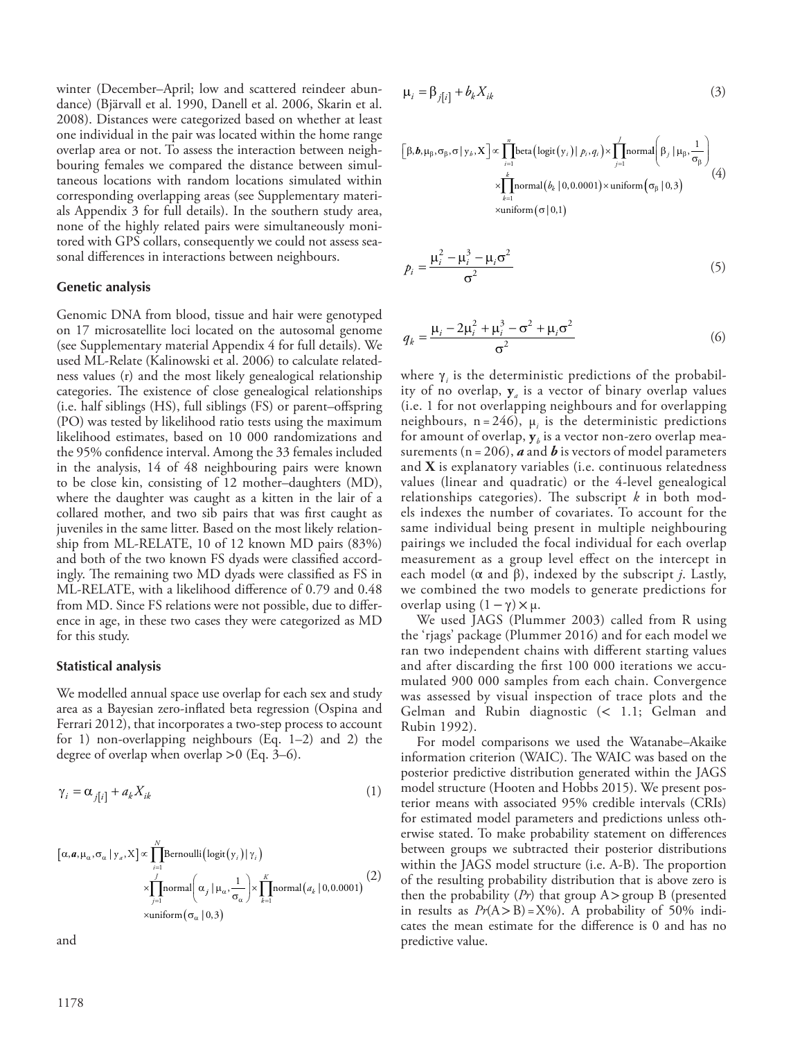winter (December–April; low and scattered reindeer abundance) (Bjärvall et al. 1990, Danell et al. 2006, Skarin et al. 2008). Distances were categorized based on whether at least one individual in the pair was located within the home range overlap area or not. To assess the interaction between neighbouring females we compared the distance between simultaneous locations with random locations simulated within corresponding overlapping areas (see Supplementary materials Appendix 3 for full details). In the southern study area, none of the highly related pairs were simultaneously monitored with GPS collars, consequently we could not assess seasonal differences in interactions between neighbours.

### Genetic analysis

Genomic DNA from blood, tissue and hair were genotyped on 17 microsatellite loci located on the autosomal genome (see Supplementary material Appendix 4 for full details). We used ML-Relate (Kalinowski et al. 2006) to calculate relatedness values (r) and the most likely genealogical relationship categories. The existence of close genealogical relationships (i.e. half siblings (HS), full siblings (FS) or parent–offspring (PO) was tested by likelihood ratio tests using the maximum likelihood estimates, based on 10 000 randomizations and the 95% confidence interval. Among the 33 females included in the analysis, 14 of 48 neighbouring pairs were known to be close kin, consisting of 12 mother–daughters (MD), where the daughter was caught as a kitten in the lair of a collared mother, and two sib pairs that was first caught as juveniles in the same litter. Based on the most likely relationship from ML-RELATE, 10 of 12 known MD pairs (83%) and both of the two known FS dyads were classified accordingly. The remaining two MD dyads were classified as FS in ML-RELATE, with a likelihood difference of 0.79 and 0.48 from MD. Since FS relations were not possible, due to difference in age, in these two cases they were categorized as MD for this study.

### Statistical analysis

We modelled annual space use overlap for each sex and study area as a Bayesian zero-inflated beta regression (Ospina and Ferrari 2012), that incorporates a two-step process to account for 1) non-overlapping neighbours (Eq. 1–2) and 2) the degree of overlap when overlap >0 (Eq. 3–6).

$$\gamma_i = \alpha_{j[i]} + a_k X_{ik} \tag{1}$$

$$\begin{aligned}\left[\alpha, \boldsymbol{a}, \mu_\alpha, \sigma_\alpha \mid \mathrm{y}_a, \mathrm{X}\right] \propto & \prod_{i=1}^{N} \mathrm{Bernoulli}\left(\mathrm{logit}\left(y_i\right) \mid \gamma_i\right) \\ & \times \prod_{j=1}^{J} \mathrm{normal}\left(\alpha_j \mid \mu_\alpha, \frac{1}{\sigma_\alpha}\right) \times \prod_{k=1}^{K} \mathrm{normal}\left(a_k \mid 0, 0.0001\right) \\ & \times \mathrm{uniform}\left(\sigma_\alpha \mid 0,3\right)\end{aligned} \tag{2}$$

and

$$\mu_i = \beta_{j[i]} + b_k X_{ik} \tag{3}$$

$$\begin{aligned}\left[\beta, \boldsymbol{b}, \mu_\beta, \sigma_\beta, \sigma \mid \mathrm{y}_b, \mathrm{X}\right] \propto & \prod_{i=1}^{n} \mathrm{beta}\left(\mathrm{logit}\left(y_i\right) \mid p_i, q_i\right) \times \prod_{j=1}^{J} \mathrm{normal}\left(\beta_j \mid \mu_\beta, \frac{1}{\sigma_\beta}\right) \\ & \times \prod_{k=1}^{k} \mathrm{normal}\left(b_k \mid 0, 0.0001\right) \times \mathrm{uniform}\left(\sigma_\beta \mid 0,3\right) \\ & \times \mathrm{uniform}\left(\sigma \mid 0,1\right)\end{aligned} \tag{4}$$

$$p_i = \frac{\mu_i^2 - \mu_i^3 - \mu_i \sigma^2}{\sigma^2} \tag{5}$$

$$q_k = \frac{\mu_i - 2\mu_i^2 + \mu_i^3 - \sigma^2 + \mu_i \sigma^2}{\sigma^2} \tag{6}$$

where $\gamma_i$ is the deterministic predictions of the probability of no overlap, $\mathbf{y}_a$ is a vector of binary overlap values (i.e. 1 for not overlapping neighbours and for overlapping neighbours, n = 246), $\mu_i$ is the deterministic predictions for amount of overlap, $\mathbf{y}_b$ is a vector non-zero overlap measurements (n = 206), $\boldsymbol{a}$ and $\boldsymbol{b}$ is vectors of model parameters and **X** is explanatory variables (i.e. continuous relatedness values (linear and quadratic) or the 4-level genealogical relationships categories). The subscript $k$ in both models indexes the number of covariates. To account for the same individual being present in multiple neighbouring pairings we included the focal individual for each overlap measurement as a group level effect on the intercept in each model ($\alpha$ and $\beta$), indexed by the subscript $j$. Lastly, we combined the two models to generate predictions for overlap using $(1 - \gamma) \times \mu$.

We used JAGS (Plummer 2003) called from R using the 'rjags' package (Plummer 2016) and for each model we ran two independent chains with different starting values and after discarding the first 100 000 iterations we accumulated 900 000 samples from each chain. Convergence was assessed by visual inspection of trace plots and the Gelman and Rubin diagnostic (< 1.1; Gelman and Rubin 1992).

For model comparisons we used the Watanabe–Akaike information criterion (WAIC). The WAIC was based on the posterior predictive distribution generated within the JAGS model structure (Hooten and Hobbs 2015). We present posterior means with associated 95% credible intervals (CRIs) for estimated model parameters and predictions unless otherwise stated. To make probability statement on differences between groups we subtracted their posterior distributions within the JAGS model structure (i.e. A-B). The proportion of the resulting probability distribution that is above zero is then the probability ($Pr$) that group A > group B (presented in results as $Pr(\mathrm{A} > \mathrm{B}) = \mathrm{X}\%$). A probability of 50% indicates the mean estimate for the difference is 0 and has no predictive value.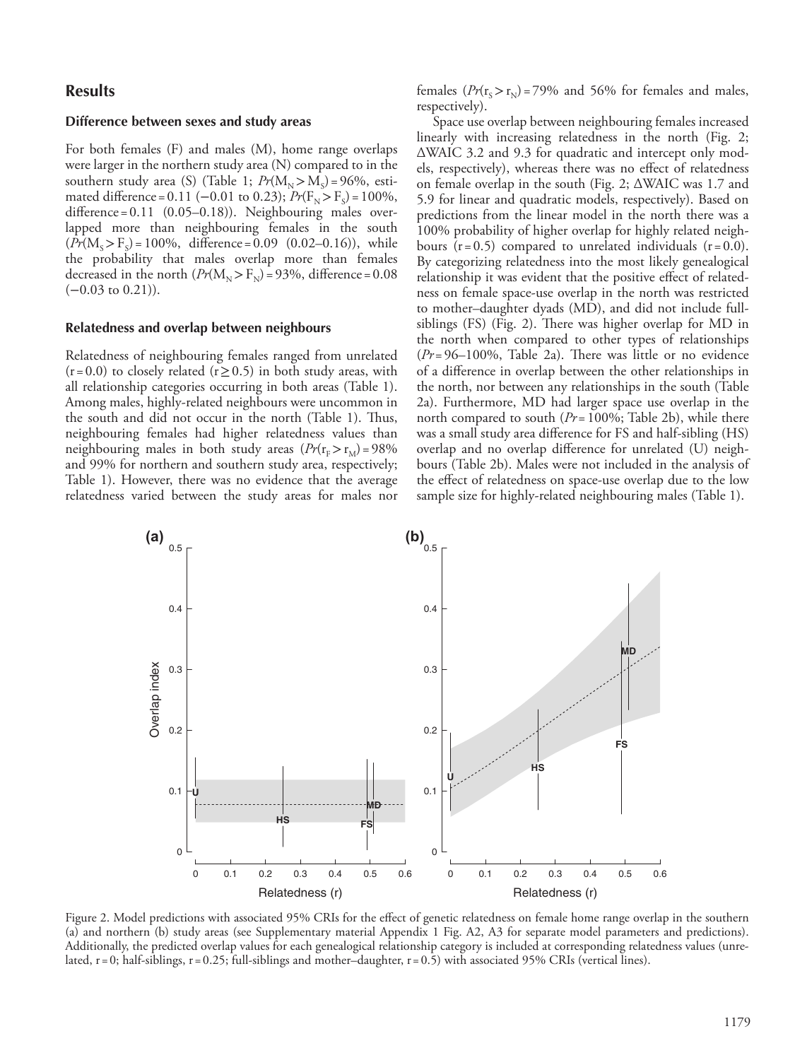## Results

### Difference between sexes and study areas

For both females (F) and males (M), home range overlaps were larger in the northern study area (N) compared to in the southern study area (S) (Table 1; $Pr(M_N > M_S) = 96\%$, estimated difference = 0.11 (−0.01 to 0.23); $Pr(F_N > F_S) = 100\%$, difference = 0.11 (0.05–0.18)). Neighbouring males overlapped more than neighbouring females in the south ($Pr(M_S > F_S) = 100\%$, difference = 0.09 (0.02–0.16)), while the probability that males overlap more than females decreased in the north ($Pr(M_N > F_N) = 93\%$, difference = 0.08 (−0.03 to 0.21)).

### Relatedness and overlap between neighbours

Relatedness of neighbouring females ranged from unrelated (r = 0.0) to closely related (r ≥ 0.5) in both study areas, with all relationship categories occurring in both areas (Table 1). Among males, highly-related neighbours were uncommon in the south and did not occur in the north (Table 1). Thus, neighbouring females had higher relatedness values than neighbouring males in both study areas ($Pr(r_F > r_M) = 98\%$ and 99% for northern and southern study area, respectively; Table 1). However, there was no evidence that the average relatedness varied between the study areas for males nor females ($Pr(r_S > r_N) = 79\%$ and 56% for females and males, respectively).

Space use overlap between neighbouring females increased linearly with increasing relatedness in the north (Fig. 2; ΔWAIC 3.2 and 9.3 for quadratic and intercept only models, respectively), whereas there was no effect of relatedness on female overlap in the south (Fig. 2; ΔWAIC was 1.7 and 5.9 for linear and quadratic models, respectively). Based on predictions from the linear model in the north there was a 100% probability of higher overlap for highly related neighbours (r = 0.5) compared to unrelated individuals (r = 0.0). By categorizing relatedness into the most likely genealogical relationship it was evident that the positive effect of relatedness on female space-use overlap in the north was restricted to mother–daughter dyads (MD), and did not include full-siblings (FS) (Fig. 2). There was higher overlap for MD in the north when compared to other types of relationships ($Pr$ = 96–100%, Table 2a). There was little or no evidence of a difference in overlap between the other relationships in the north, nor between any relationships in the south (Table 2a). Furthermore, MD had larger space use overlap in the north compared to south ($Pr$ = 100%; Table 2b), while there was a small study area difference for FS and half-sibling (HS) overlap and no overlap difference for unrelated (U) neighbours (Table 2b). Males were not included in the analysis of the effect of relatedness on space-use overlap due to the low sample size for highly-related neighbouring males (Table 1).

Figure 2. Model predictions with associated 95% CRIs for the effect of genetic relatedness on female home range overlap in the southern (a) and northern (b) study areas (see Supplementary material Appendix 1 Fig. A2, A3 for separate model parameters and predictions). Additionally, the predicted overlap values for each genealogical relationship category is included at corresponding relatedness values (unrelated, r = 0; half-siblings, r = 0.25; full-siblings and mother–daughter, r = 0.5) with associated 95% CRIs (vertical lines).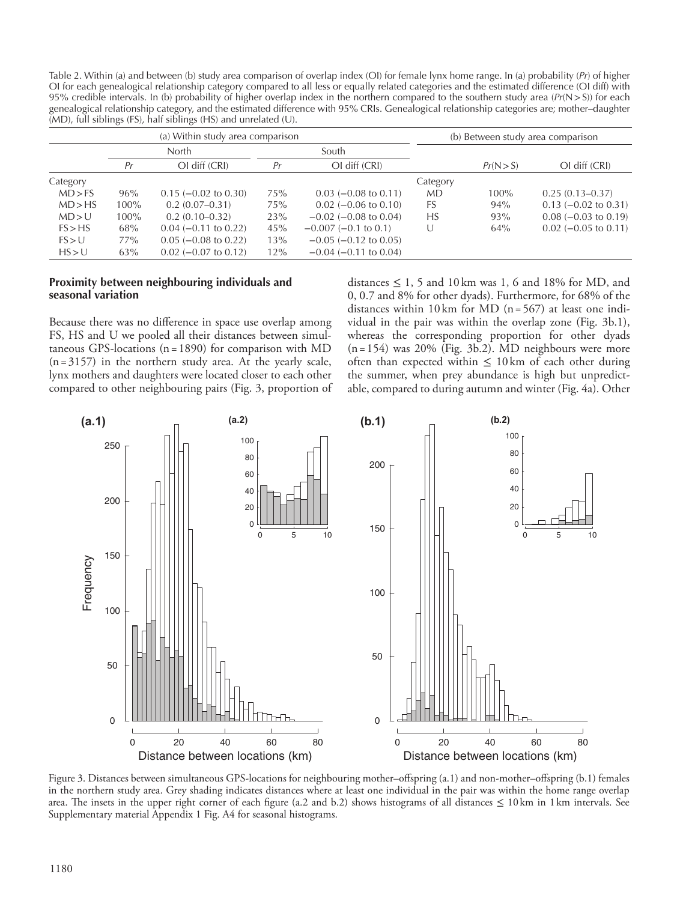Table 2. Within (a) and between (b) study area comparison of overlap index (OI) for female lynx home range. In (a) probability (*Pr*) of higher OI for each genealogical relationship category compared to all less or equally related categories and the estimated difference (OI diff) with 95% credible intervals. In (b) probability of higher overlap index in the northern compared to the southern study area (*Pr*(N > S)) for each genealogical relationship category, and the estimated difference with 95% CRIs. Genealogical relationship categories are; mother–daughter (MD), full siblings (FS), half siblings (HS) and unrelated (U).

| (a) Within study area comparison | | | | | (b) Between study area comparison | | |
|---|---|---|---|---|---|---|---|
| | North | | South | | | | |
| | *Pr* | OI diff (CRI) | *Pr* | OI diff (CRI) | | *Pr*(N > S) | OI diff (CRI) |
| Category | | | | | Category | | |
| MD > FS | 96% | 0.15 (−0.02 to 0.30) | 75% | 0.03 (−0.08 to 0.11) | MD | 100% | 0.25 (0.13–0.37) |
| MD > HS | 100% | 0.2 (0.07–0.31) | 75% | 0.02 (−0.06 to 0.10) | FS | 94% | 0.13 (−0.02 to 0.31) |
| MD > U | 100% | 0.2 (0.10–0.32) | 23% | −0.02 (−0.08 to 0.04) | HS | 93% | 0.08 (−0.03 to 0.19) |
| FS > HS | 68% | 0.04 (−0.11 to 0.22) | 45% | −0.007 (−0.1 to 0.1) | U | 64% | 0.02 (−0.05 to 0.11) |
| FS > U | 77% | 0.05 (−0.08 to 0.22) | 13% | −0.05 (−0.12 to 0.05) | | | |
| HS > U | 63% | 0.02 (−0.07 to 0.12) | 12% | −0.04 (−0.11 to 0.04) | | | |

### Proximity between neighbouring individuals and seasonal variation

Because there was no difference in space use overlap among FS, HS and U we pooled all their distances between simultaneous GPS-locations (n = 1890) for comparison with MD (n = 3157) in the northern study area. At the yearly scale, lynx mothers and daughters were located closer to each other compared to other neighbouring pairs (Fig. 3, proportion of distances ≤ 1, 5 and 10 km was 1, 6 and 18% for MD, and 0, 0.7 and 8% for other dyads). Furthermore, for 68% of the distances within 10 km for MD (n = 567) at least one individual in the pair was within the overlap zone (Fig. 3b.1), whereas the corresponding proportion for other dyads (n = 154) was 20% (Fig. 3b.2). MD neighbours were more often than expected within ≤ 10 km of each other during the summer, when prey abundance is high but unpredictable, compared to during autumn and winter (Fig. 4a). Other

Figure 3. Distances between simultaneous GPS-locations for neighbouring mother–offspring (a.1) and non-mother–offspring (b.1) females in the northern study area. Grey shading indicates distances where at least one individual in the pair was within the home range overlap area. The insets in the upper right corner of each figure (a.2 and b.2) shows histograms of all distances ≤ 10 km in 1 km intervals. See Supplementary material Appendix 1 Fig. A4 for seasonal histograms.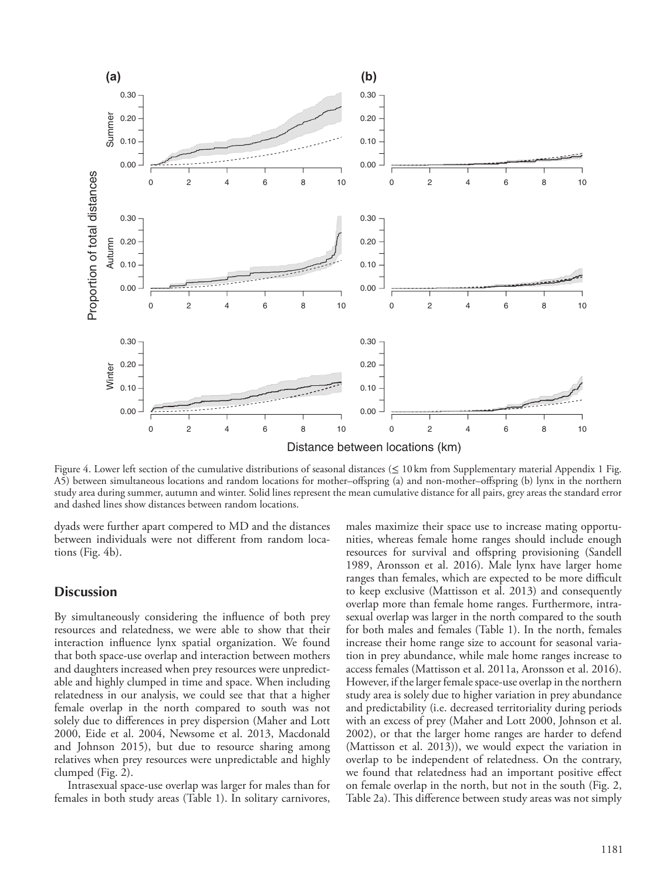Figure 4. Lower left section of the cumulative distributions of seasonal distances (≤ 10 km from Supplementary material Appendix 1 Fig. A5) between simultaneous locations and random locations for mother–offspring (a) and non-mother–offspring (b) lynx in the northern study area during summer, autumn and winter. Solid lines represent the mean cumulative distance for all pairs, grey areas the standard error and dashed lines show distances between random locations.

dyads were further apart compered to MD and the distances between individuals were not different from random locations (Fig. 4b).

## Discussion

By simultaneously considering the influence of both prey resources and relatedness, we were able to show that their interaction influence lynx spatial organization. We found that both space-use overlap and interaction between mothers and daughters increased when prey resources were unpredictable and highly clumped in time and space. When including relatedness in our analysis, we could see that that a higher female overlap in the north compared to south was not solely due to differences in prey dispersion (Maher and Lott 2000, Eide et al. 2004, Newsome et al. 2013, Macdonald and Johnson 2015), but due to resource sharing among relatives when prey resources were unpredictable and highly clumped (Fig. 2).

Intrasexual space-use overlap was larger for males than for females in both study areas (Table 1). In solitary carnivores, males maximize their space use to increase mating opportunities, whereas female home ranges should include enough resources for survival and offspring provisioning (Sandell 1989, Aronsson et al. 2016). Male lynx have larger home ranges than females, which are expected to be more difficult to keep exclusive (Mattisson et al. 2013) and consequently overlap more than female home ranges. Furthermore, intrasexual overlap was larger in the north compared to the south for both males and females (Table 1). In the north, females increase their home range size to account for seasonal variation in prey abundance, while male home ranges increase to access females (Mattisson et al. 2011a, Aronsson et al. 2016). However, if the larger female space-use overlap in the northern study area is solely due to higher variation in prey abundance and predictability (i.e. decreased territoriality during periods with an excess of prey (Maher and Lott 2000, Johnson et al. 2002), or that the larger home ranges are harder to defend (Mattisson et al. 2013)), we would expect the variation in overlap to be independent of relatedness. On the contrary, we found that relatedness had an important positive effect on female overlap in the north, but not in the south (Fig. 2, Table 2a). This difference between study areas was not simply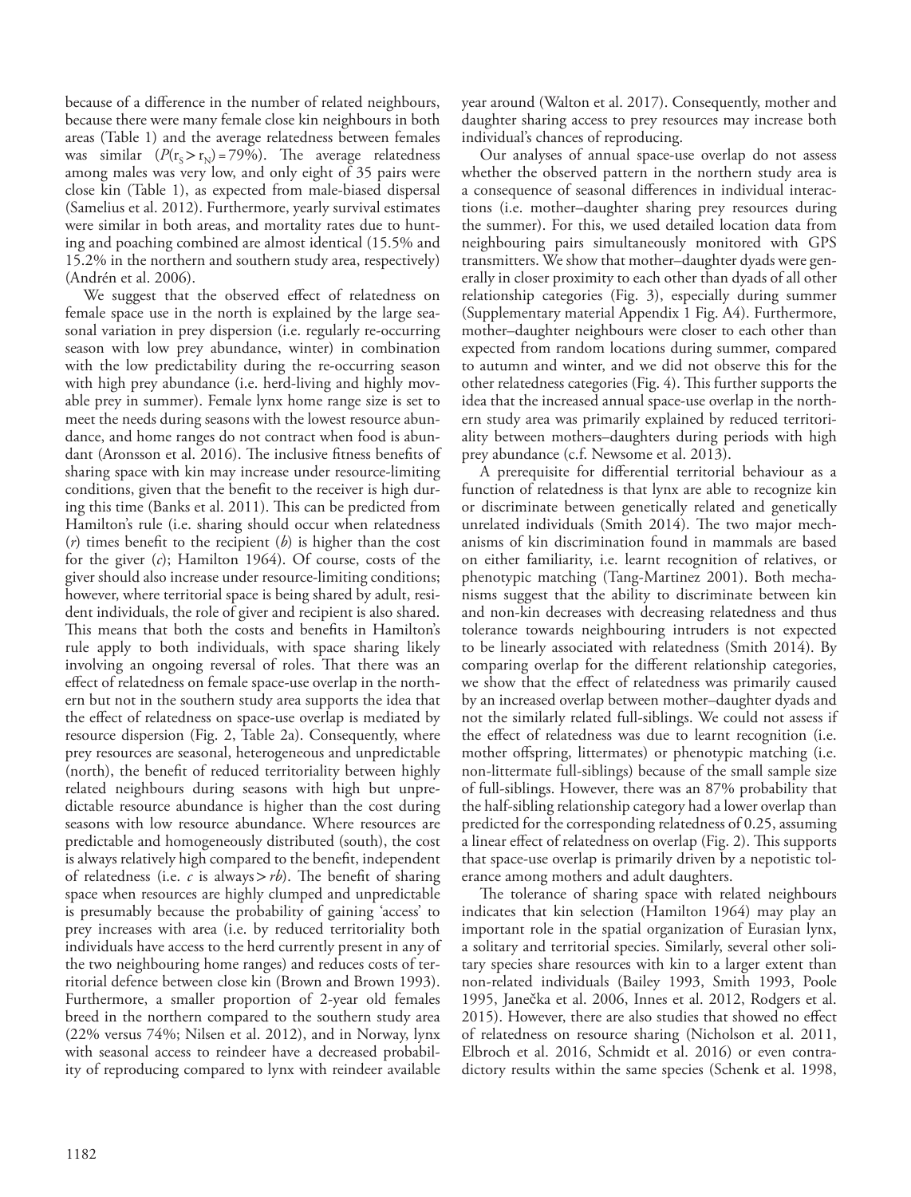because of a difference in the number of related neighbours, because there were many female close kin neighbours in both areas (Table 1) and the average relatedness between females was similar ($P(r_S > r_N) = 79\%$). The average relatedness among males was very low, and only eight of 35 pairs were close kin (Table 1), as expected from male-biased dispersal (Samelius et al. 2012). Furthermore, yearly survival estimates were similar in both areas, and mortality rates due to hunting and poaching combined are almost identical (15.5% and 15.2% in the northern and southern study area, respectively) (Andrén et al. 2006).

We suggest that the observed effect of relatedness on female space use in the north is explained by the large seasonal variation in prey dispersion (i.e. regularly re-occurring season with low prey abundance, winter) in combination with the low predictability during the re-occurring season with high prey abundance (i.e. herd-living and highly movable prey in summer). Female lynx home range size is set to meet the needs during seasons with the lowest resource abundance, and home ranges do not contract when food is abundant (Aronsson et al. 2016). The inclusive fitness benefits of sharing space with kin may increase under resource-limiting conditions, given that the benefit to the receiver is high during this time (Banks et al. 2011). This can be predicted from Hamilton's rule (i.e. sharing should occur when relatedness ($r$) times benefit to the recipient ($b$) is higher than the cost for the giver ($c$); Hamilton 1964). Of course, costs of the giver should also increase under resource-limiting conditions; however, where territorial space is being shared by adult, resident individuals, the role of giver and recipient is also shared. This means that both the costs and benefits in Hamilton's rule apply to both individuals, with space sharing likely involving an ongoing reversal of roles. That there was an effect of relatedness on female space-use overlap in the northern but not in the southern study area supports the idea that the effect of relatedness on space-use overlap is mediated by resource dispersion (Fig. 2, Table 2a). Consequently, where prey resources are seasonal, heterogeneous and unpredictable (north), the benefit of reduced territoriality between highly related neighbours during seasons with high but unpredictable resource abundance is higher than the cost during seasons with low resource abundance. Where resources are predictable and homogeneously distributed (south), the cost is always relatively high compared to the benefit, independent of relatedness (i.e. $c$ is always $> rb$). The benefit of sharing space when resources are highly clumped and unpredictable is presumably because the probability of gaining 'access' to prey increases with area (i.e. by reduced territoriality both individuals have access to the herd currently present in any of the two neighbouring home ranges) and reduces costs of territorial defence between close kin (Brown and Brown 1993). Furthermore, a smaller proportion of 2-year old females breed in the northern compared to the southern study area (22% versus 74%; Nilsen et al. 2012), and in Norway, lynx with seasonal access to reindeer have a decreased probability of reproducing compared to lynx with reindeer available year around (Walton et al. 2017). Consequently, mother and daughter sharing access to prey resources may increase both individual's chances of reproducing.

Our analyses of annual space-use overlap do not assess whether the observed pattern in the northern study area is a consequence of seasonal differences in individual interactions (i.e. mother–daughter sharing prey resources during the summer). For this, we used detailed location data from neighbouring pairs simultaneously monitored with GPS transmitters. We show that mother–daughter dyads were generally in closer proximity to each other than dyads of all other relationship categories (Fig. 3), especially during summer (Supplementary material Appendix 1 Fig. A4). Furthermore, mother–daughter neighbours were closer to each other than expected from random locations during summer, compared to autumn and winter, and we did not observe this for the other relatedness categories (Fig. 4). This further supports the idea that the increased annual space-use overlap in the northern study area was primarily explained by reduced territoriality between mothers–daughters during periods with high prey abundance (c.f. Newsome et al. 2013).

A prerequisite for differential territorial behaviour as a function of relatedness is that lynx are able to recognize kin or discriminate between genetically related and genetically unrelated individuals (Smith 2014). The two major mechanisms of kin discrimination found in mammals are based on either familiarity, i.e. learnt recognition of relatives, or phenotypic matching (Tang-Martinez 2001). Both mechanisms suggest that the ability to discriminate between kin and non-kin decreases with decreasing relatedness and thus tolerance towards neighbouring intruders is not expected to be linearly associated with relatedness (Smith 2014). By comparing overlap for the different relationship categories, we show that the effect of relatedness was primarily caused by an increased overlap between mother–daughter dyads and not the similarly related full-siblings. We could not assess if the effect of relatedness was due to learnt recognition (i.e. mother offspring, littermates) or phenotypic matching (i.e. non-littermate full-siblings) because of the small sample size of full-siblings. However, there was an 87% probability that the half-sibling relationship category had a lower overlap than predicted for the corresponding relatedness of 0.25, assuming a linear effect of relatedness on overlap (Fig. 2). This supports that space-use overlap is primarily driven by a nepotistic tolerance among mothers and adult daughters.

The tolerance of sharing space with related neighbours indicates that kin selection (Hamilton 1964) may play an important role in the spatial organization of Eurasian lynx, a solitary and territorial species. Similarly, several other solitary species share resources with kin to a larger extent than non-related individuals (Bailey 1993, Smith 1993, Poole 1995, Janečka et al. 2006, Innes et al. 2012, Rodgers et al. 2015). However, there are also studies that showed no effect of relatedness on resource sharing (Nicholson et al. 2011, Elbroch et al. 2016, Schmidt et al. 2016) or even contradictory results within the same species (Schenk et al. 1998,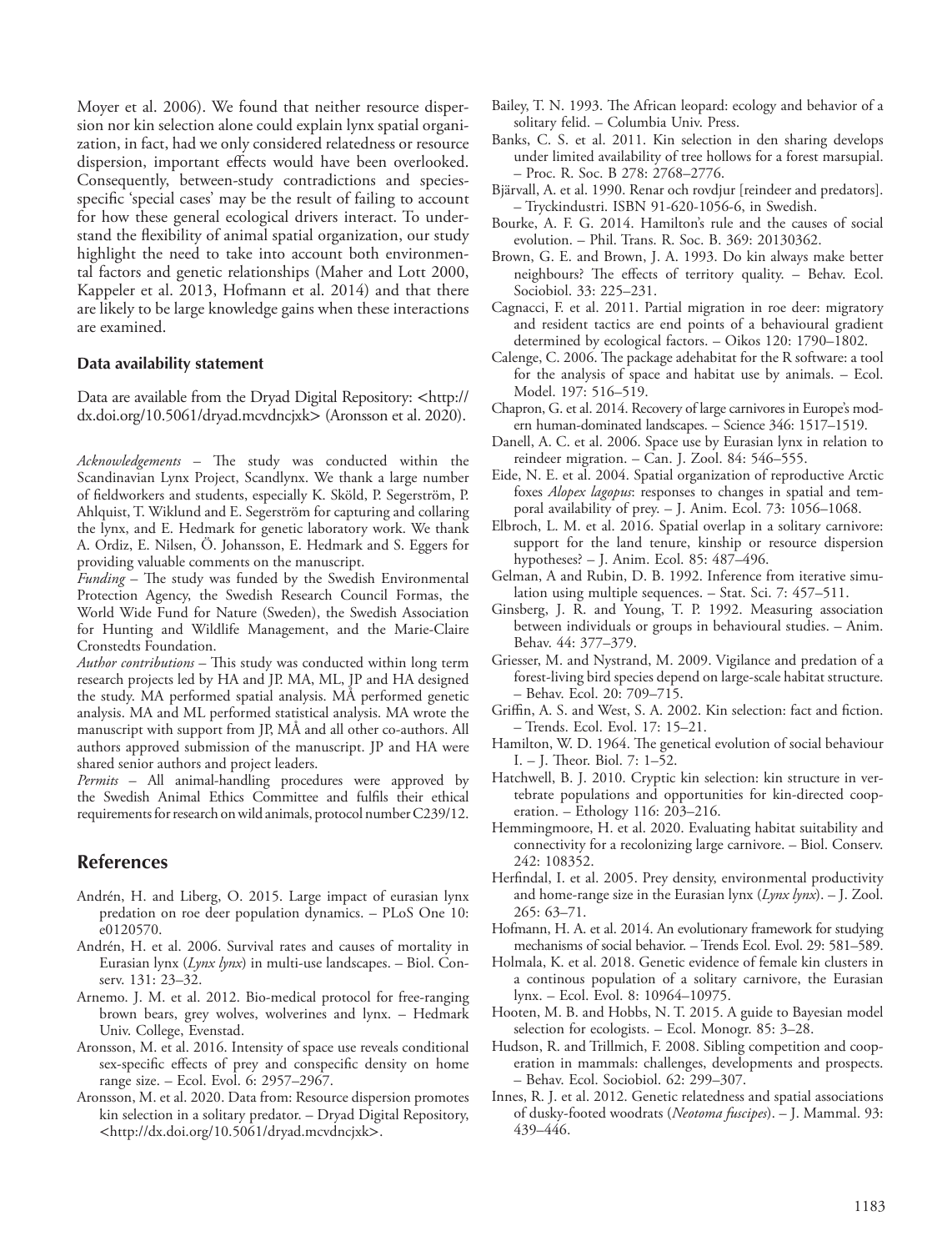Moyer et al. 2006). We found that neither resource dispersion nor kin selection alone could explain lynx spatial organization, in fact, had we only considered relatedness or resource dispersion, important effects would have been overlooked. Consequently, between-study contradictions and species-specific 'special cases' may be the result of failing to account for how these general ecological drivers interact. To understand the flexibility of animal spatial organization, our study highlight the need to take into account both environmental factors and genetic relationships (Maher and Lott 2000, Kappeler et al. 2013, Hofmann et al. 2014) and that there are likely to be large knowledge gains when these interactions are examined.

### Data availability statement

Data are available from the Dryad Digital Repository: <http://dx.doi.org/10.5061/dryad.mcvdncjxk> (Aronsson et al. 2020).

*Acknowledgements* – The study was conducted within the Scandinavian Lynx Project, Scandlynx. We thank a large number of fieldworkers and students, especially K. Sköld, P. Segerström, P. Ahlquist, T. Wiklund and E. Segerström for capturing and collaring the lynx, and E. Hedmark for genetic laboratory work. We thank A. Ordiz, E. Nilsen, Ö. Johansson, E. Hedmark and S. Eggers for providing valuable comments on the manuscript.

*Funding* – This study was funded by the Swedish Environmental Protection Agency, the Swedish Research Council Formas, the World Wide Fund for Nature (Sweden), the Swedish Association for Hunting and Wildlife Management, and the Marie-Claire Cronstedts Foundation.

*Author contributions* – This study was conducted within long term research projects led by HA and JP. MA, ML, JP and HA designed the study. MA performed spatial analysis. MÅ performed genetic analysis. MA and ML performed statistical analysis. MA wrote the manuscript with support from JP, MÅ and all other co-authors. All authors approved submission of the manuscript. JP and HA were shared senior authors and project leaders.

*Permits* – All animal-handling procedures were approved by the Swedish Animal Ethics Committee and fulfils their ethical requirements for research on wild animals, protocol number C239/12.

## References

Andrén, H. and Liberg, O. 2015. Large impact of eurasian lynx predation on roe deer population dynamics. – PLoS One 10: e0120570.

Andrén, H. et al. 2006. Survival rates and causes of mortality in Eurasian lynx (*Lynx lynx*) in multi-use landscapes. – Biol. Conserv. 131: 23–32.

Arnemo, J. M. et al. 2012. Bio-medical protocol for free-ranging brown bears, grey wolves, wolverines and lynx. – Hedmark Univ. College, Evenstad.

Aronsson, M. et al. 2016. Intensity of space use reveals conditional sex-specific effects of prey and conspecific density on home range size. – Ecol. Evol. 6: 2957–2967.

Aronsson, M. et al. 2020. Data from: Resource dispersion promotes kin selection in a solitary predator. – Dryad Digital Repository, <http://dx.doi.org/10.5061/dryad.mcvdncjxk>.

Bailey, T. N. 1993. The African leopard: ecology and behavior of a solitary felid. – Columbia Univ. Press.

Banks, C. S. et al. 2011. Kin selection in den sharing develops under limited availability of tree hollows for a forest marsupial. – Proc. R. Soc. B 278: 2768–2776.

Bjärvall, A. et al. 1990. Renar och rovdjur [reindeer and predators]. – Tryckindustri. ISBN 91-620-1056-6, in Swedish.

Bourke, A. F. G. 2014. Hamilton's rule and the causes of social evolution. – Phil. Trans. R. Soc. B. 369: 20130362.

Brown, G. E. and Brown, J. A. 1993. Do kin always make better neighbours? The effects of territory quality. – Behav. Ecol. Sociobiol. 33: 225–231.

Cagnacci, F. et al. 2011. Partial migration in roe deer: migratory and resident tactics are end points of a behavioural gradient determined by ecological factors. – Oikos 120: 1790–1802.

Calenge, C. 2006. The package adehabitat for the R software: a tool for the analysis of space and habitat use by animals. – Ecol. Model. 197: 516–519.

Chapron, G. et al. 2014. Recovery of large carnivores in Europe's modern human-dominated landscapes. – Science 346: 1517–1519.

Danell, A. C. et al. 2006. Space use by Eurasian lynx in relation to reindeer migration. – Can. J. Zool. 84: 546–555.

Eide, N. E. et al. 2004. Spatial organization of reproductive Arctic foxes *Alopex lagopus*: responses to changes in spatial and temporal availability of prey. – J. Anim. Ecol. 73: 1056–1068.

Elbroch, L. M. et al. 2016. Spatial overlap in a solitary carnivore: support for the land tenure, kinship or resource dispersion hypotheses? – J. Anim. Ecol. 85: 487–496.

Gelman, A and Rubin, D. B. 1992. Inference from iterative simulation using multiple sequences. – Stat. Sci. 7: 457–511.

Ginsberg, J. R. and Young, T. P. 1992. Measuring association between individuals or groups in behavioural studies. – Anim. Behav. 44: 377–379.

Griesser, M. and Nystrand, M. 2009. Vigilance and predation of a forest-living bird species depend on large-scale habitat structure. – Behav. Ecol. 20: 709–715.

Griffin, A. S. and West, S. A. 2002. Kin selection: fact and fiction. – Trends. Ecol. Evol. 17: 15–21.

Hamilton, W. D. 1964. The genetical evolution of social behaviour I. – J. Theor. Biol. 7: 1–52.

Hatchwell, B. J. 2010. Cryptic kin selection: kin structure in vertebrate populations and opportunities for kin-directed cooperation. – Ethology 116: 203–216.

Hemmingmoore, H. et al. 2020. Evaluating habitat suitability and connectivity for a recolonizing large carnivore. – Biol. Conserv. 242: 108352.

Herfindal, I. et al. 2005. Prey density, environmental productivity and home-range size in the Eurasian lynx (*Lynx lynx*). – J. Zool. 265: 63–71.

Hofmann, H. A. et al. 2014. An evolutionary framework for studying mechanisms of social behavior. – Trends Ecol. Evol. 29: 581–589.

Holmala, K. et al. 2018. Genetic evidence of female kin clusters in a continous population of a solitary carnivore, the Eurasian lynx. – Ecol. Evol. 8: 10964–10975.

Hooten, M. B. and Hobbs, N. T. 2015. A guide to Bayesian model selection for ecologists. – Ecol. Monogr. 85: 3–28.

Hudson, R. and Trillmich, F. 2008. Sibling competition and cooperation in mammals: challenges, developments and prospects. – Behav. Ecol. Sociobiol. 62: 299–307.

Innes, R. J. et al. 2012. Genetic relatedness and spatial associations of dusky-footed woodrats (*Neotoma fuscipes*). – J. Mammal. 93: 439–446.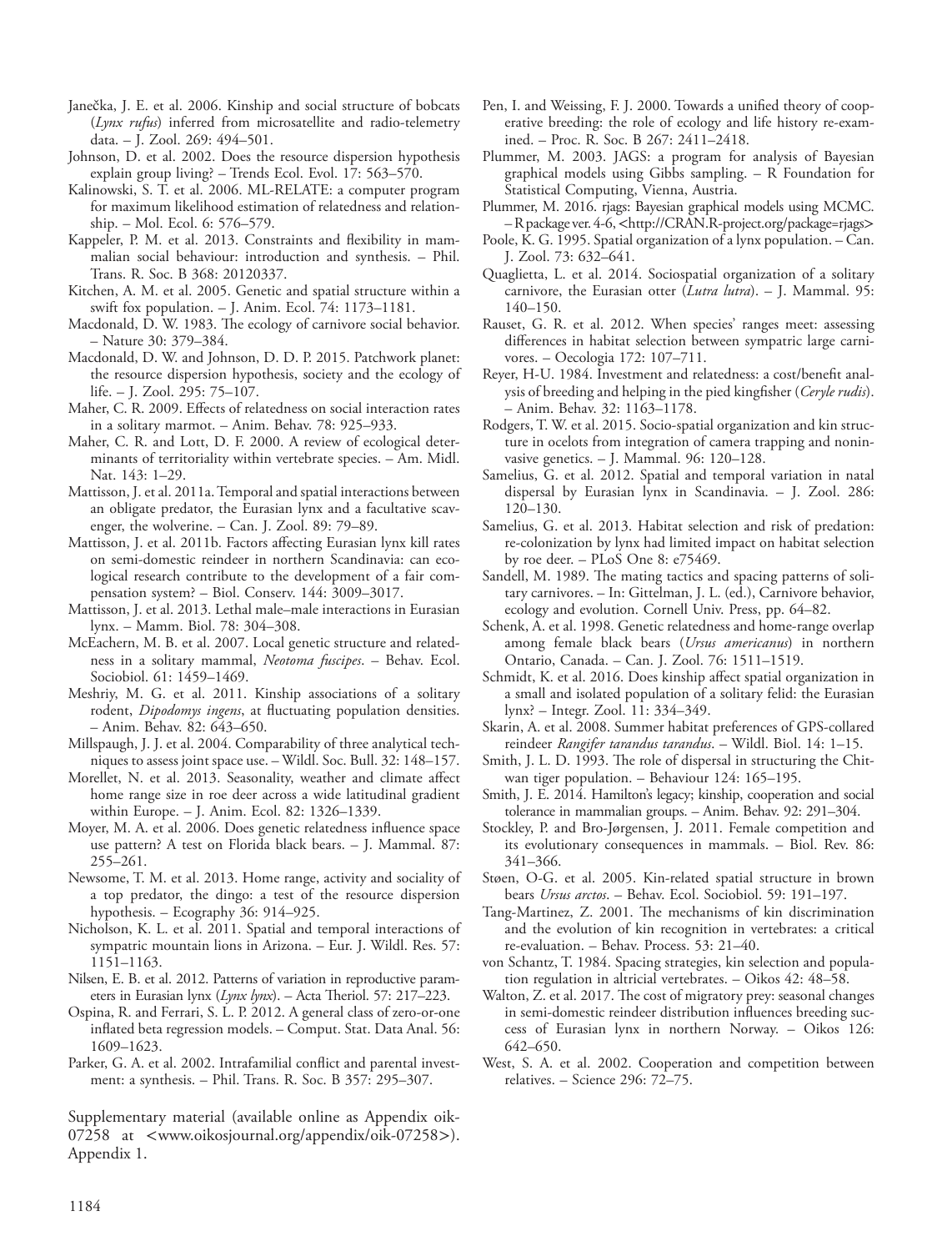Janečka, J. E. et al. 2006. Kinship and social structure of bobcats (*Lynx rufus*) inferred from microsatellite and radio-telemetry data. – J. Zool. 269: 494–501.

Johnson, D. et al. 2002. Does the resource dispersion hypothesis explain group living? – Trends Ecol. Evol. 17: 563–570.

Kalinowski, S. T. et al. 2006. ML-RELATE: a computer program for maximum likelihood estimation of relatedness and relationship. – Mol. Ecol. 6: 576–579.

Kappeler, P. M. et al. 2013. Constraints and flexibility in mammalian social behaviour: introduction and synthesis. – Phil. Trans. R. Soc. B 368: 20120337.

Kitchen, A. M. et al. 2005. Genetic and spatial structure within a swift fox population. – J. Anim. Ecol. 74: 1173–1181.

Macdonald, D. W. 1983. The ecology of carnivore social behavior. – Nature 30: 379–384.

Macdonald, D. W. and Johnson, D. D. P. 2015. Patchwork planet: the resource dispersion hypothesis, society and the ecology of life. – J. Zool. 295: 75–107.

Maher, C. R. 2009. Effects of relatedness on social interaction rates in a solitary marmot. – Anim. Behav. 78: 925–933.

Maher, C. R. and Lott, D. F. 2000. A review of ecological determinants of territoriality within vertebrate species. – Am. Midl. Nat. 143: 1–29.

Mattisson, J. et al. 2011a. Temporal and spatial interactions between an obligate predator, the Eurasian lynx and a facultative scavenger, the wolverine. – Can. J. Zool. 89: 79–89.

Mattisson, J. et al. 2011b. Factors affecting Eurasian lynx kill rates on semi-domestic reindeer in northern Scandinavia: can ecological research contribute to the development of a fair compensation system? – Biol. Conserv. 144: 3009–3017.

Mattisson, J. et al. 2013. Lethal male–male interactions in Eurasian lynx. – Mamm. Biol. 78: 304–308.

McEachern, M. B. et al. 2007. Local genetic structure and relatedness in a solitary mammal, *Neotoma fuscipes*. – Behav. Ecol. Sociobiol. 61: 1459–1469.

Meshriy, M. G. et al. 2011. Kinship associations of a solitary rodent, *Dipodomys ingens*, at fluctuating population densities. – Anim. Behav. 82: 643–650.

Millspaugh, J. J. et al. 2004. Comparability of three analytical techniques to assess joint space use. – Wildl. Soc. Bull. 32: 148–157.

Morellet, N. et al. 2013. Seasonality, weather and climate affect home range size in roe deer across a wide latitudinal gradient within Europe. – J. Anim. Ecol. 82: 1326–1339.

Moyer, M. A. et al. 2006. Does genetic relatedness influence space use pattern? A test on Florida black bears. – J. Mammal. 87: 255–261.

Newsome, T. M. et al. 2013. Home range, activity and sociality of a top predator, the dingo: a test of the resource dispersion hypothesis. – Ecography 36: 914–925.

Nicholson, K. L. et al. 2011. Spatial and temporal interactions of sympatric mountain lions in Arizona. – Eur. J. Wildl. Res. 57: 1151–1163.

Nilsen, E. B. et al. 2012. Patterns of variation in reproductive parameters in Eurasian lynx (*Lynx lynx*). – Acta Theriol. 57: 217–223.

Ospina, R. and Ferrari, S. L. P. 2012. A general class of zero-or-one inflated beta regression models. – Comput. Stat. Data Anal. 56: 1609–1623.

Parker, G. A. et al. 2002. Intrafamilial conflict and parental investment: a synthesis. – Phil. Trans. R. Soc. B 357: 295–307.

Pen, I. and Weissing, F. J. 2000. Towards a unified theory of cooperative breeding: the role of ecology and life history re-examined. – Proc. R. Soc. B 267: 2411–2418.

Plummer, M. 2003. JAGS: a program for analysis of Bayesian graphical models using Gibbs sampling. – R Foundation for Statistical Computing, Vienna, Austria.

Plummer, M. 2016. rjags: Bayesian graphical models using MCMC. – R package ver. 4-6, <http://CRAN.R-project.org/package=rjags>

Poole, K. G. 1995. Spatial organization of a lynx population. – Can. J. Zool. 73: 632–641.

Quaglietta, L. et al. 2014. Sociospatial organization of a solitary carnivore, the Eurasian otter (*Lutra lutra*). – J. Mammal. 95: 140–150.

Rauset, G. R. et al. 2012. When species' ranges meet: assessing differences in habitat selection between sympatric large carnivores. – Oecologia 172: 107–711.

Reyer, H-U. 1984. Investment and relatedness: a cost/benefit analysis of breeding and helping in the pied kingfisher (*Ceryle rudis*). – Anim. Behav. 32: 1163–1178.

Rodgers, T. W. et al. 2015. Socio-spatial organization and kin structure in ocelots from integration of camera trapping and noninvasive genetics. – J. Mammal. 96: 120–128.

Samelius, G. et al. 2012. Spatial and temporal variation in natal dispersal by Eurasian lynx in Scandinavia. – J. Zool. 286: 120–130.

Samelius, G. et al. 2013. Habitat selection and risk of predation: re-colonization by lynx had limited impact on habitat selection by roe deer. – PLoS One 8: e75469.

Sandell, M. 1989. The mating tactics and spacing patterns of solitary carnivores. – In: Gittelman, J. L. (ed.), Carnivore behavior, ecology and evolution. Cornell Univ. Press, pp. 64–82.

Schenk, A. et al. 1998. Genetic relatedness and home-range overlap among female black bears (*Ursus americanus*) in northern Ontario, Canada. – Can. J. Zool. 76: 1511–1519.

Schmidt, K. et al. 2016. Does kinship affect spatial organization in a small and isolated population of a solitary felid: the Eurasian lynx? – Integr. Zool. 11: 334–349.

Skarin, A. et al. 2008. Summer habitat preferences of GPS-collared reindeer *Rangifer tarandus tarandus*. – Wildl. Biol. 14: 1–15.

Smith, J. L. D. 1993. The role of dispersal in structuring the Chitwan tiger population. – Behaviour 124: 165–195.

Smith, J. E. 2014. Hamilton's legacy; kinship, cooperation and social tolerance in mammalian groups. – Anim. Behav. 92: 291–304.

Stockley, P. and Bro-Jørgensen, J. 2011. Female competition and its evolutionary consequences in mammals. – Biol. Rev. 86: 341–366.

Støen, O-G. et al. 2005. Kin-related spatial structure in brown bears *Ursus arctos*. – Behav. Ecol. Sociobiol. 59: 191–197.

Tang-Martinez, Z. 2001. The mechanisms of kin discrimination and the evolution of kin recognition in vertebrates: a critical re-evaluation. – Behav. Process. 53: 21–40.

von Schantz, T. 1984. Spacing strategies, kin selection and population regulation in altricial vertebrates. – Oikos 42: 48–58.

Walton, Z. et al. 2017. The cost of migratory prey: seasonal changes in semi-domestic reindeer distribution influences breeding success of Eurasian lynx in northern Norway. – Oikos 126: 642–650.

West, S. A. et al. 2002. Cooperation and competition between relatives. – Science 296: 72–75.

Supplementary material (available online as Appendix oik-07258 at <www.oikosjournal.org/appendix/oik-07258>). Appendix 1.